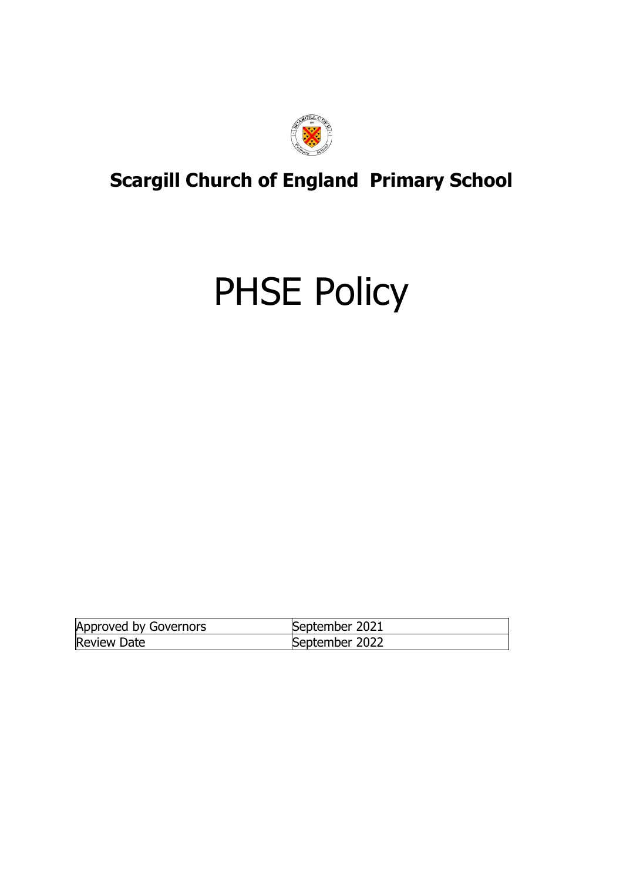# Scargill Church of England Primary School

# PHSE Policy

| Approved by Governors | September 2021 |
| --- | --- |
| Review Date | September 2022 |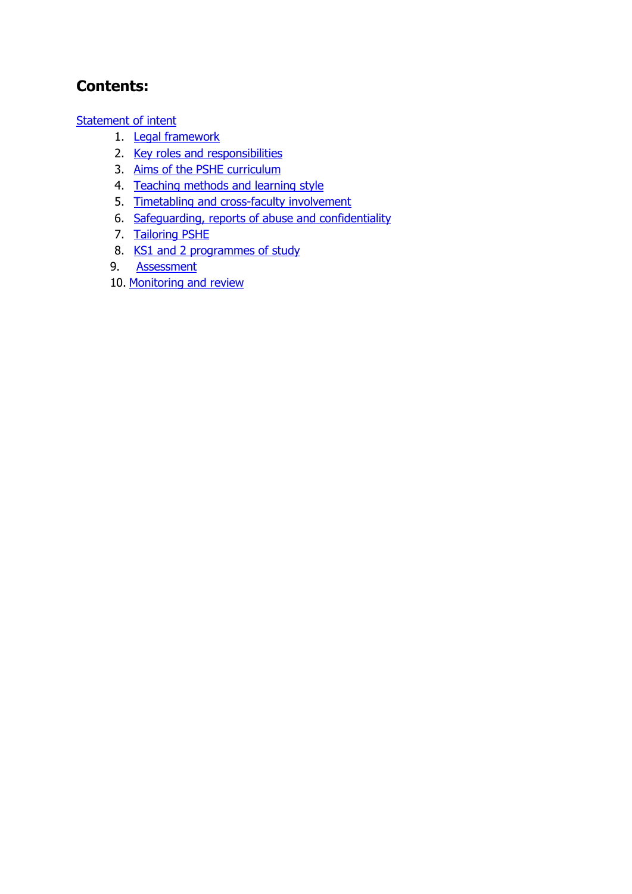## Contents:

Statement of intent

1. Legal framework
2. Key roles and responsibilities
3. Aims of the PSHE curriculum
4. Teaching methods and learning style
5. Timetabling and cross-faculty involvement
6. Safeguarding, reports of abuse and confidentiality
7. Tailoring PSHE
8. KS1 and 2 programmes of study
9. Assessment
10. Monitoring and review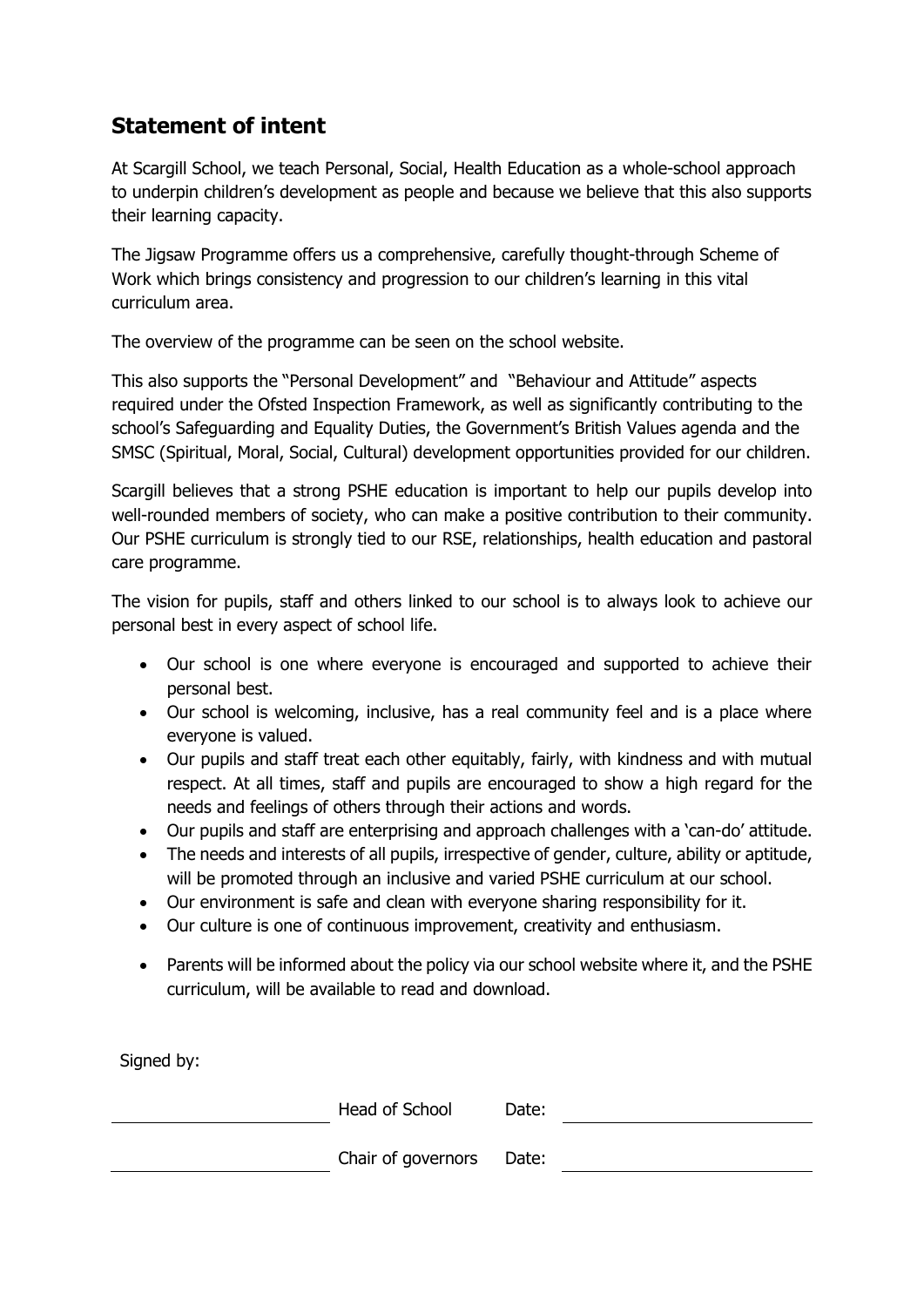## Statement of intent

At Scargill School, we teach Personal, Social, Health Education as a whole-school approach to underpin children's development as people and because we believe that this also supports their learning capacity.

The Jigsaw Programme offers us a comprehensive, carefully thought-through Scheme of Work which brings consistency and progression to our children's learning in this vital curriculum area.

The overview of the programme can be seen on the school website.

This also supports the "Personal Development" and "Behaviour and Attitude" aspects required under the Ofsted Inspection Framework, as well as significantly contributing to the school's Safeguarding and Equality Duties, the Government's British Values agenda and the SMSC (Spiritual, Moral, Social, Cultural) development opportunities provided for our children.

Scargill believes that a strong PSHE education is important to help our pupils develop into well-rounded members of society, who can make a positive contribution to their community. Our PSHE curriculum is strongly tied to our RSE, relationships, health education and pastoral care programme.

The vision for pupils, staff and others linked to our school is to always look to achieve our personal best in every aspect of school life.

- Our school is one where everyone is encouraged and supported to achieve their personal best.
- Our school is welcoming, inclusive, has a real community feel and is a place where everyone is valued.
- Our pupils and staff treat each other equitably, fairly, with kindness and with mutual respect. At all times, staff and pupils are encouraged to show a high regard for the needs and feelings of others through their actions and words.
- Our pupils and staff are enterprising and approach challenges with a 'can-do' attitude.
- The needs and interests of all pupils, irrespective of gender, culture, ability or aptitude, will be promoted through an inclusive and varied PSHE curriculum at our school.
- Our environment is safe and clean with everyone sharing responsibility for it.
- Our culture is one of continuous improvement, creativity and enthusiasm.
- Parents will be informed about the policy via our school website where it, and the PSHE curriculum, will be available to read and download.

Signed by:

______________________ Head of School Date: ______________________

______________________ Chair of governors Date: ______________________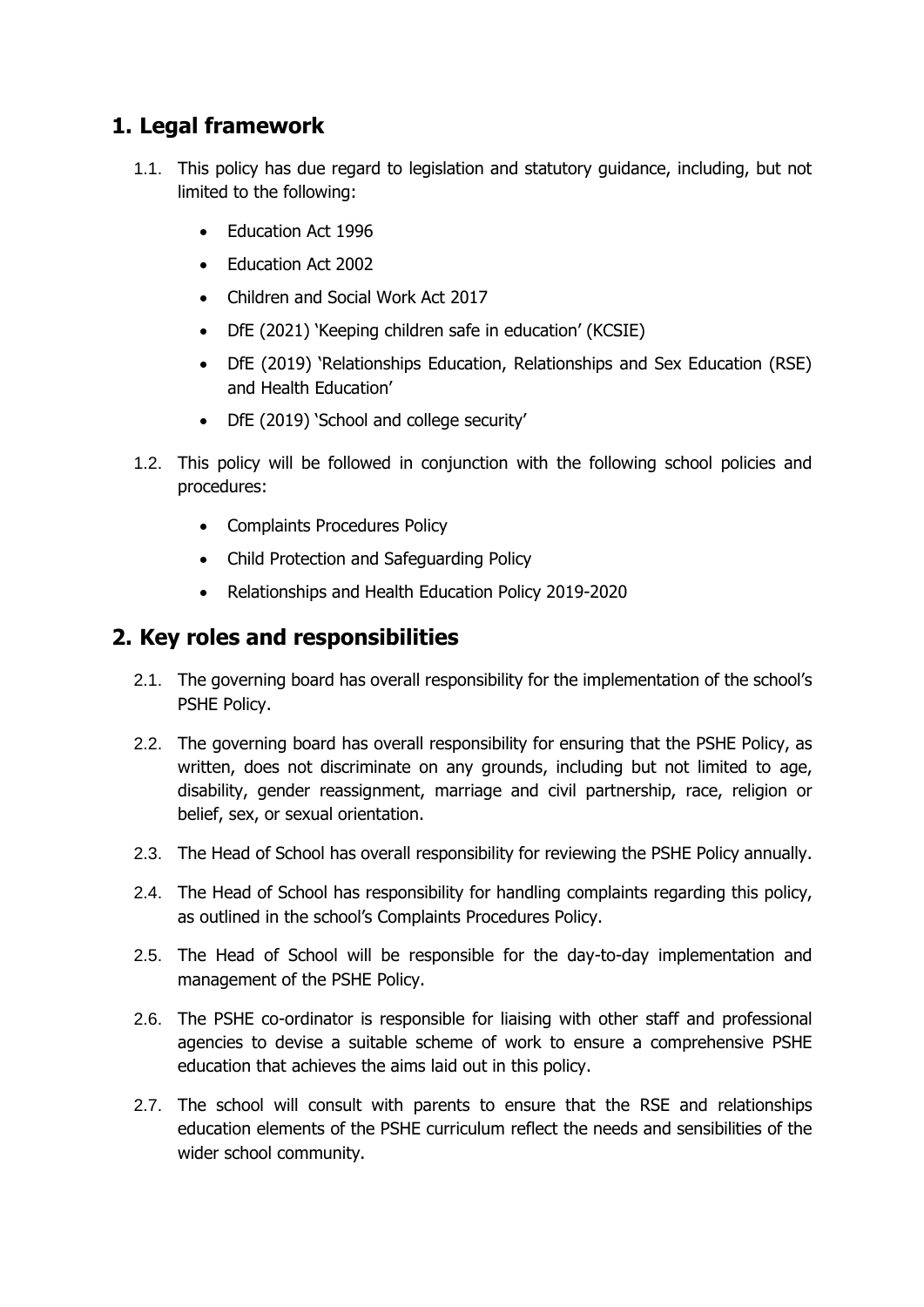## 1. Legal framework

1.1. This policy has due regard to legislation and statutory guidance, including, but not limited to the following:

- Education Act 1996
- Education Act 2002
- Children and Social Work Act 2017
- DfE (2021) 'Keeping children safe in education' (KCSIE)
- DfE (2019) 'Relationships Education, Relationships and Sex Education (RSE) and Health Education'
- DfE (2019) 'School and college security'

1.2. This policy will be followed in conjunction with the following school policies and procedures:

- Complaints Procedures Policy
- Child Protection and Safeguarding Policy
- Relationships and Health Education Policy 2019-2020

## 2. Key roles and responsibilities

2.1. The governing board has overall responsibility for the implementation of the school's PSHE Policy.

2.2. The governing board has overall responsibility for ensuring that the PSHE Policy, as written, does not discriminate on any grounds, including but not limited to age, disability, gender reassignment, marriage and civil partnership, race, religion or belief, sex, or sexual orientation.

2.3. The Head of School has overall responsibility for reviewing the PSHE Policy annually.

2.4. The Head of School has responsibility for handling complaints regarding this policy, as outlined in the school's Complaints Procedures Policy.

2.5. The Head of School will be responsible for the day-to-day implementation and management of the PSHE Policy.

2.6. The PSHE co-ordinator is responsible for liaising with other staff and professional agencies to devise a suitable scheme of work to ensure a comprehensive PSHE education that achieves the aims laid out in this policy.

2.7. The school will consult with parents to ensure that the RSE and relationships education elements of the PSHE curriculum reflect the needs and sensibilities of the wider school community.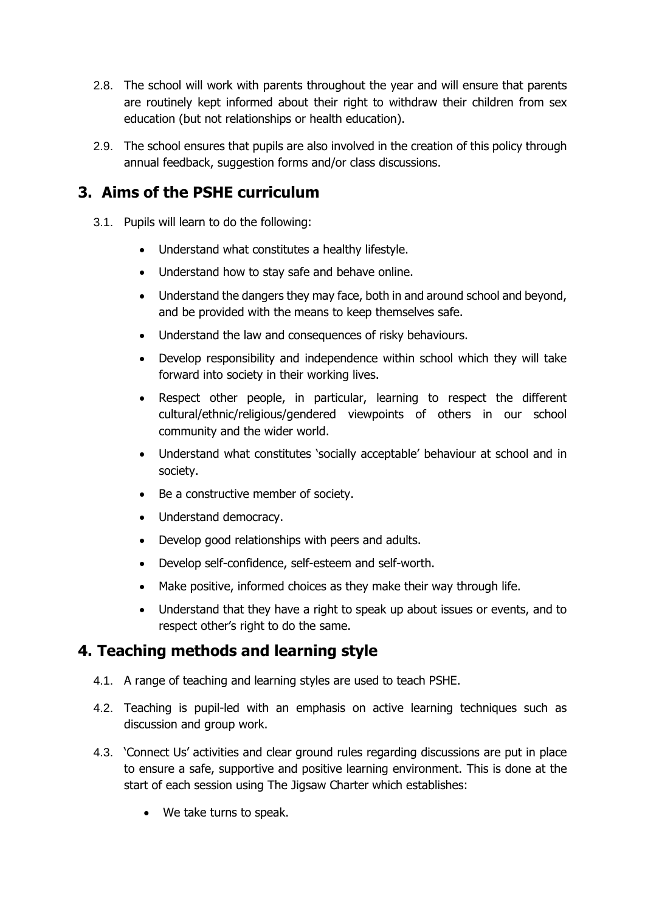2.8. The school will work with parents throughout the year and will ensure that parents are routinely kept informed about their right to withdraw their children from sex education (but not relationships or health education).

2.9. The school ensures that pupils are also involved in the creation of this policy through annual feedback, suggestion forms and/or class discussions.

## 3. Aims of the PSHE curriculum

3.1. Pupils will learn to do the following:

- Understand what constitutes a healthy lifestyle.
- Understand how to stay safe and behave online.
- Understand the dangers they may face, both in and around school and beyond, and be provided with the means to keep themselves safe.
- Understand the law and consequences of risky behaviours.
- Develop responsibility and independence within school which they will take forward into society in their working lives.
- Respect other people, in particular, learning to respect the different cultural/ethnic/religious/gendered viewpoints of others in our school community and the wider world.
- Understand what constitutes 'socially acceptable' behaviour at school and in society.
- Be a constructive member of society.
- Understand democracy.
- Develop good relationships with peers and adults.
- Develop self-confidence, self-esteem and self-worth.
- Make positive, informed choices as they make their way through life.
- Understand that they have a right to speak up about issues or events, and to respect other's right to do the same.

## 4. Teaching methods and learning style

4.1. A range of teaching and learning styles are used to teach PSHE.

4.2. Teaching is pupil-led with an emphasis on active learning techniques such as discussion and group work.

4.3. 'Connect Us' activities and clear ground rules regarding discussions are put in place to ensure a safe, supportive and positive learning environment. This is done at the start of each session using The Jigsaw Charter which establishes:

- We take turns to speak.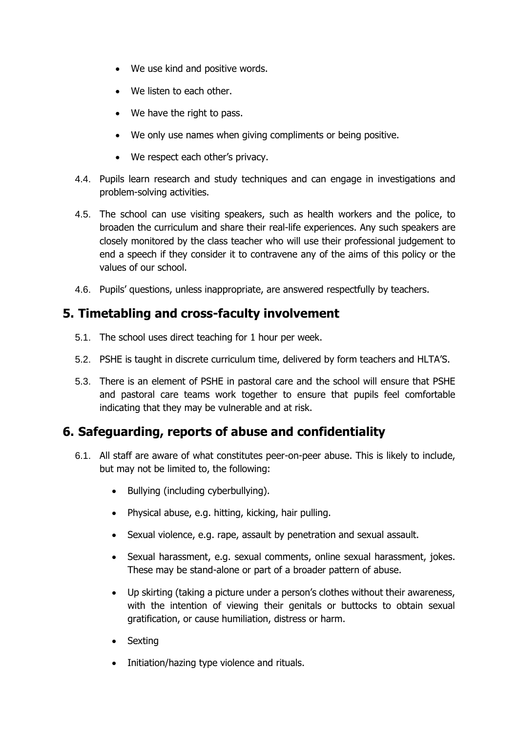- We use kind and positive words.
- We listen to each other.
- We have the right to pass.
- We only use names when giving compliments or being positive.
- We respect each other's privacy.

4.4. Pupils learn research and study techniques and can engage in investigations and problem-solving activities.

4.5. The school can use visiting speakers, such as health workers and the police, to broaden the curriculum and share their real-life experiences. Any such speakers are closely monitored by the class teacher who will use their professional judgement to end a speech if they consider it to contravene any of the aims of this policy or the values of our school.

4.6. Pupils' questions, unless inappropriate, are answered respectfully by teachers.

## 5. Timetabling and cross-faculty involvement

5.1. The school uses direct teaching for 1 hour per week.

5.2. PSHE is taught in discrete curriculum time, delivered by form teachers and HLTA'S.

5.3. There is an element of PSHE in pastoral care and the school will ensure that PSHE and pastoral care teams work together to ensure that pupils feel comfortable indicating that they may be vulnerable and at risk.

## 6. Safeguarding, reports of abuse and confidentiality

6.1. All staff are aware of what constitutes peer-on-peer abuse. This is likely to include, but may not be limited to, the following:

- Bullying (including cyberbullying).
- Physical abuse, e.g. hitting, kicking, hair pulling.
- Sexual violence, e.g. rape, assault by penetration and sexual assault.
- Sexual harassment, e.g. sexual comments, online sexual harassment, jokes. These may be stand-alone or part of a broader pattern of abuse.
- Up skirting (taking a picture under a person's clothes without their awareness, with the intention of viewing their genitals or buttocks to obtain sexual gratification, or cause humiliation, distress or harm.
- Sexting
- Initiation/hazing type violence and rituals.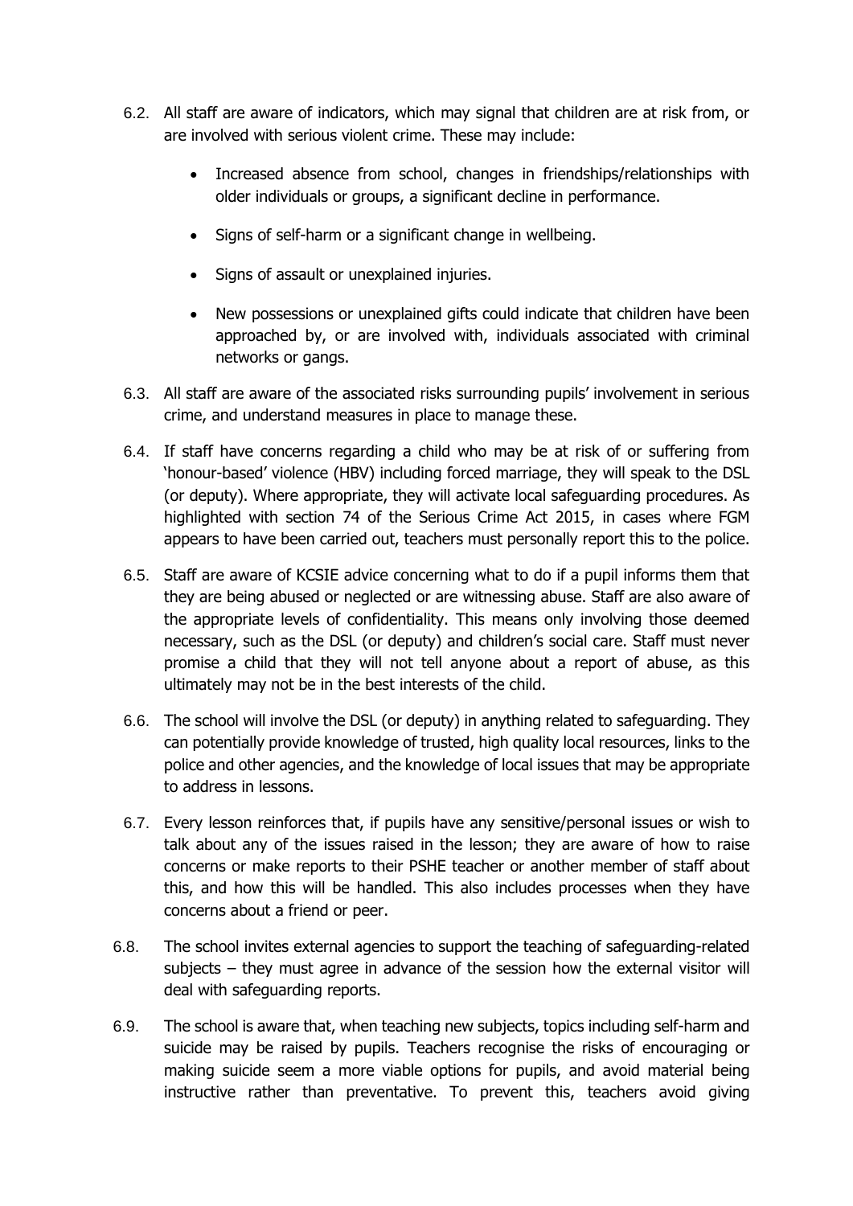6.2. All staff are aware of indicators, which may signal that children are at risk from, or are involved with serious violent crime. These may include:

- Increased absence from school, changes in friendships/relationships with older individuals or groups, a significant decline in performance.
- Signs of self-harm or a significant change in wellbeing.
- Signs of assault or unexplained injuries.
- New possessions or unexplained gifts could indicate that children have been approached by, or are involved with, individuals associated with criminal networks or gangs.

6.3. All staff are aware of the associated risks surrounding pupils' involvement in serious crime, and understand measures in place to manage these.

6.4. If staff have concerns regarding a child who may be at risk of or suffering from 'honour-based' violence (HBV) including forced marriage, they will speak to the DSL (or deputy). Where appropriate, they will activate local safeguarding procedures. As highlighted with section 74 of the Serious Crime Act 2015, in cases where FGM appears to have been carried out, teachers must personally report this to the police.

6.5. Staff are aware of KCSIE advice concerning what to do if a pupil informs them that they are being abused or neglected or are witnessing abuse. Staff are also aware of the appropriate levels of confidentiality. This means only involving those deemed necessary, such as the DSL (or deputy) and children's social care. Staff must never promise a child that they will not tell anyone about a report of abuse, as this ultimately may not be in the best interests of the child.

6.6. The school will involve the DSL (or deputy) in anything related to safeguarding. They can potentially provide knowledge of trusted, high quality local resources, links to the police and other agencies, and the knowledge of local issues that may be appropriate to address in lessons.

6.7. Every lesson reinforces that, if pupils have any sensitive/personal issues or wish to talk about any of the issues raised in the lesson; they are aware of how to raise concerns or make reports to their PSHE teacher or another member of staff about this, and how this will be handled. This also includes processes when they have concerns about a friend or peer.

6.8. The school invites external agencies to support the teaching of safeguarding-related subjects – they must agree in advance of the session how the external visitor will deal with safeguarding reports.

6.9. The school is aware that, when teaching new subjects, topics including self-harm and suicide may be raised by pupils. Teachers recognise the risks of encouraging or making suicide seem a more viable options for pupils, and avoid material being instructive rather than preventative. To prevent this, teachers avoid giving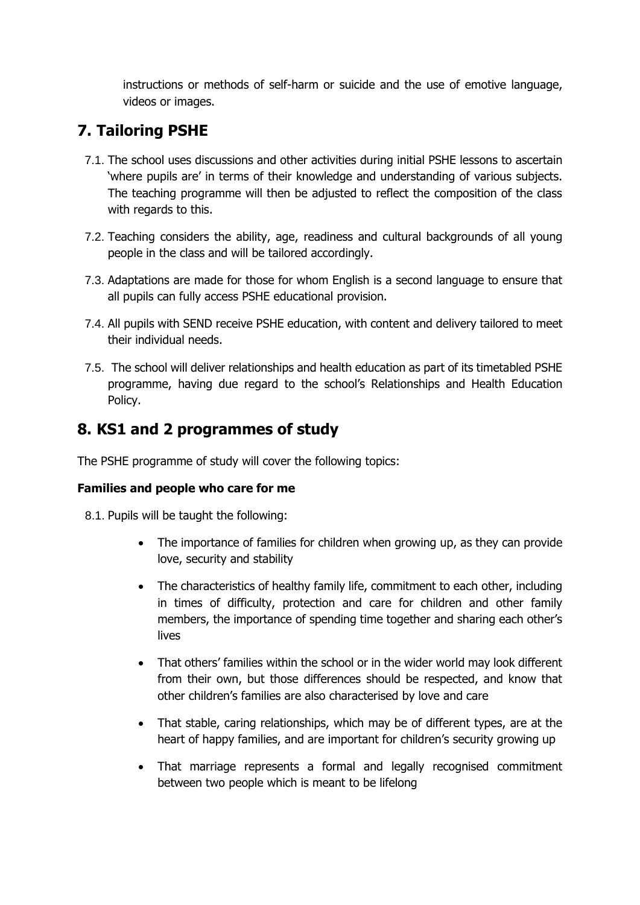instructions or methods of self-harm or suicide and the use of emotive language, videos or images.

## 7. Tailoring PSHE

7.1. The school uses discussions and other activities during initial PSHE lessons to ascertain 'where pupils are' in terms of their knowledge and understanding of various subjects. The teaching programme will then be adjusted to reflect the composition of the class with regards to this.

7.2. Teaching considers the ability, age, readiness and cultural backgrounds of all young people in the class and will be tailored accordingly.

7.3. Adaptations are made for those for whom English is a second language to ensure that all pupils can fully access PSHE educational provision.

7.4. All pupils with SEND receive PSHE education, with content and delivery tailored to meet their individual needs.

7.5. The school will deliver relationships and health education as part of its timetabled PSHE programme, having due regard to the school's Relationships and Health Education Policy.

## 8. KS1 and 2 programmes of study

The PSHE programme of study will cover the following topics:

**Families and people who care for me**

8.1. Pupils will be taught the following:

- The importance of families for children when growing up, as they can provide love, security and stability
- The characteristics of healthy family life, commitment to each other, including in times of difficulty, protection and care for children and other family members, the importance of spending time together and sharing each other's lives
- That others' families within the school or in the wider world may look different from their own, but those differences should be respected, and know that other children's families are also characterised by love and care
- That stable, caring relationships, which may be of different types, are at the heart of happy families, and are important for children's security growing up
- That marriage represents a formal and legally recognised commitment between two people which is meant to be lifelong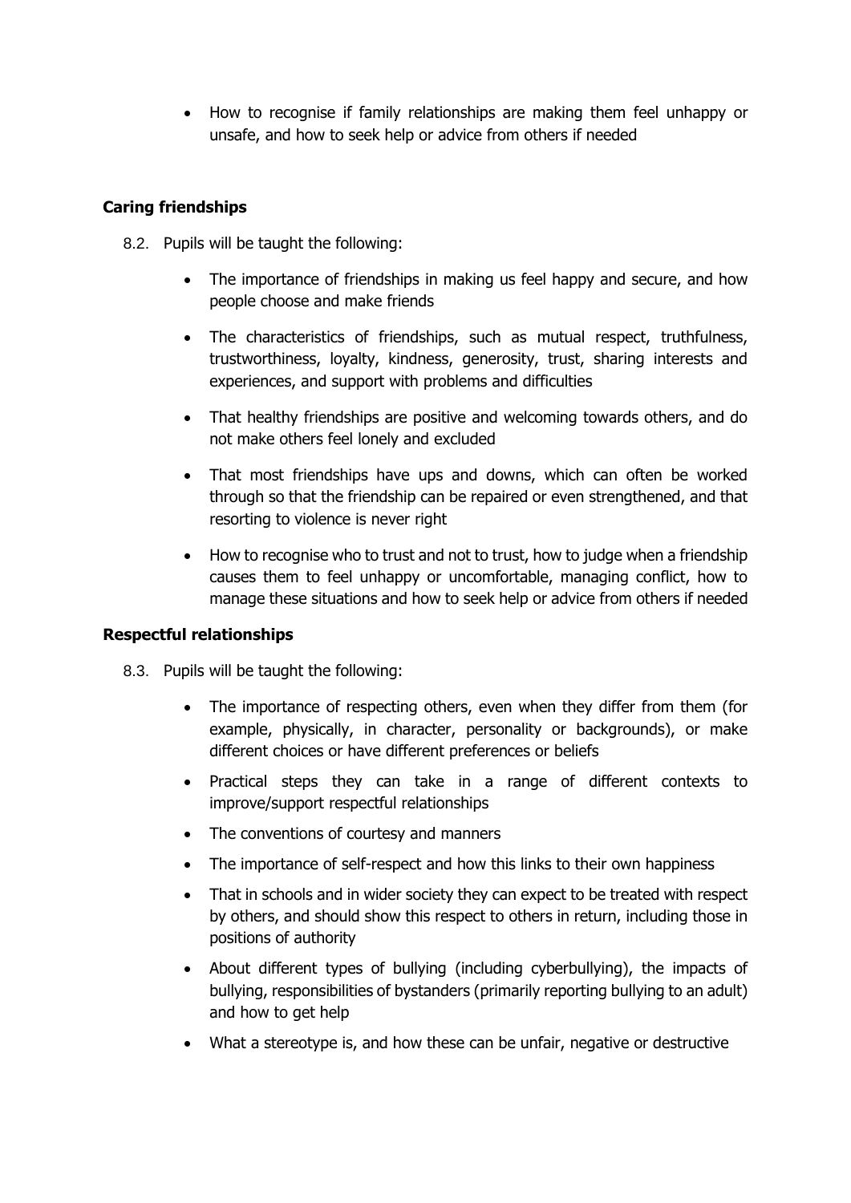- How to recognise if family relationships are making them feel unhappy or unsafe, and how to seek help or advice from others if needed

### Caring friendships

8.2. Pupils will be taught the following:

- The importance of friendships in making us feel happy and secure, and how people choose and make friends
- The characteristics of friendships, such as mutual respect, truthfulness, trustworthiness, loyalty, kindness, generosity, trust, sharing interests and experiences, and support with problems and difficulties
- That healthy friendships are positive and welcoming towards others, and do not make others feel lonely and excluded
- That most friendships have ups and downs, which can often be worked through so that the friendship can be repaired or even strengthened, and that resorting to violence is never right
- How to recognise who to trust and not to trust, how to judge when a friendship causes them to feel unhappy or uncomfortable, managing conflict, how to manage these situations and how to seek help or advice from others if needed

### Respectful relationships

8.3. Pupils will be taught the following:

- The importance of respecting others, even when they differ from them (for example, physically, in character, personality or backgrounds), or make different choices or have different preferences or beliefs
- Practical steps they can take in a range of different contexts to improve/support respectful relationships
- The conventions of courtesy and manners
- The importance of self-respect and how this links to their own happiness
- That in schools and in wider society they can expect to be treated with respect by others, and should show this respect to others in return, including those in positions of authority
- About different types of bullying (including cyberbullying), the impacts of bullying, responsibilities of bystanders (primarily reporting bullying to an adult) and how to get help
- What a stereotype is, and how these can be unfair, negative or destructive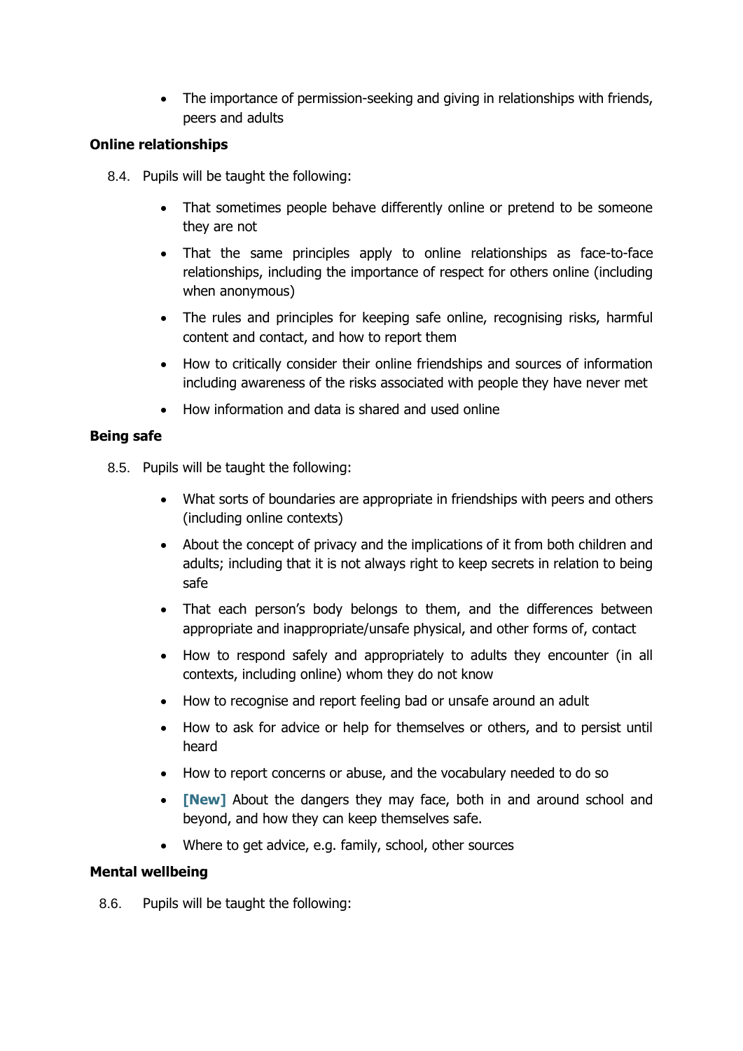- The importance of permission-seeking and giving in relationships with friends, peers and adults

**Online relationships**

8.4. Pupils will be taught the following:

- That sometimes people behave differently online or pretend to be someone they are not
- That the same principles apply to online relationships as face-to-face relationships, including the importance of respect for others online (including when anonymous)
- The rules and principles for keeping safe online, recognising risks, harmful content and contact, and how to report them
- How to critically consider their online friendships and sources of information including awareness of the risks associated with people they have never met
- How information and data is shared and used online

**Being safe**

8.5. Pupils will be taught the following:

- What sorts of boundaries are appropriate in friendships with peers and others (including online contexts)
- About the concept of privacy and the implications of it from both children and adults; including that it is not always right to keep secrets in relation to being safe
- That each person's body belongs to them, and the differences between appropriate and inappropriate/unsafe physical, and other forms of, contact
- How to respond safely and appropriately to adults they encounter (in all contexts, including online) whom they do not know
- How to recognise and report feeling bad or unsafe around an adult
- How to ask for advice or help for themselves or others, and to persist until heard
- How to report concerns or abuse, and the vocabulary needed to do so
- **[New]** About the dangers they may face, both in and around school and beyond, and how they can keep themselves safe.
- Where to get advice, e.g. family, school, other sources

**Mental wellbeing**

8.6. Pupils will be taught the following: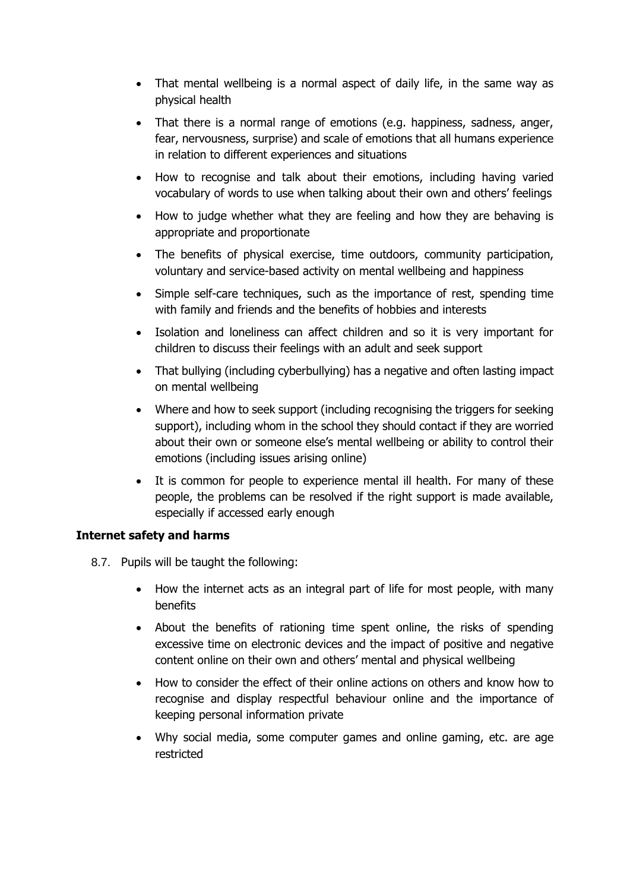- That mental wellbeing is a normal aspect of daily life, in the same way as physical health
- That there is a normal range of emotions (e.g. happiness, sadness, anger, fear, nervousness, surprise) and scale of emotions that all humans experience in relation to different experiences and situations
- How to recognise and talk about their emotions, including having varied vocabulary of words to use when talking about their own and others' feelings
- How to judge whether what they are feeling and how they are behaving is appropriate and proportionate
- The benefits of physical exercise, time outdoors, community participation, voluntary and service-based activity on mental wellbeing and happiness
- Simple self-care techniques, such as the importance of rest, spending time with family and friends and the benefits of hobbies and interests
- Isolation and loneliness can affect children and so it is very important for children to discuss their feelings with an adult and seek support
- That bullying (including cyberbullying) has a negative and often lasting impact on mental wellbeing
- Where and how to seek support (including recognising the triggers for seeking support), including whom in the school they should contact if they are worried about their own or someone else's mental wellbeing or ability to control their emotions (including issues arising online)
- It is common for people to experience mental ill health. For many of these people, the problems can be resolved if the right support is made available, especially if accessed early enough

**Internet safety and harms**

8.7. Pupils will be taught the following:

- How the internet acts as an integral part of life for most people, with many benefits
- About the benefits of rationing time spent online, the risks of spending excessive time on electronic devices and the impact of positive and negative content online on their own and others' mental and physical wellbeing
- How to consider the effect of their online actions on others and know how to recognise and display respectful behaviour online and the importance of keeping personal information private
- Why social media, some computer games and online gaming, etc. are age restricted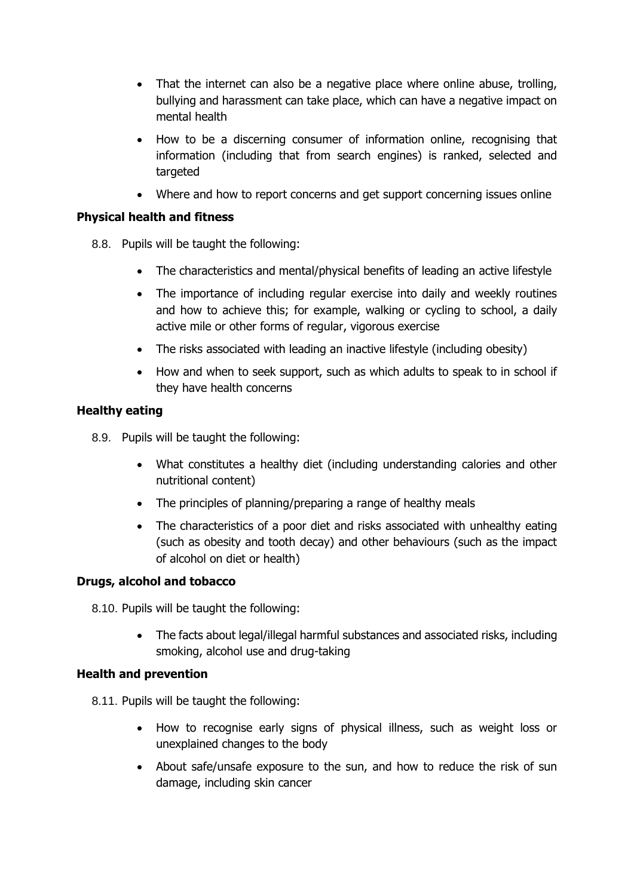- That the internet can also be a negative place where online abuse, trolling, bullying and harassment can take place, which can have a negative impact on mental health
- How to be a discerning consumer of information online, recognising that information (including that from search engines) is ranked, selected and targeted
- Where and how to report concerns and get support concerning issues online

**Physical health and fitness**

8.8. Pupils will be taught the following:

- The characteristics and mental/physical benefits of leading an active lifestyle
- The importance of including regular exercise into daily and weekly routines and how to achieve this; for example, walking or cycling to school, a daily active mile or other forms of regular, vigorous exercise
- The risks associated with leading an inactive lifestyle (including obesity)
- How and when to seek support, such as which adults to speak to in school if they have health concerns

**Healthy eating**

8.9. Pupils will be taught the following:

- What constitutes a healthy diet (including understanding calories and other nutritional content)
- The principles of planning/preparing a range of healthy meals
- The characteristics of a poor diet and risks associated with unhealthy eating (such as obesity and tooth decay) and other behaviours (such as the impact of alcohol on diet or health)

**Drugs, alcohol and tobacco**

8.10. Pupils will be taught the following:

- The facts about legal/illegal harmful substances and associated risks, including smoking, alcohol use and drug-taking

**Health and prevention**

8.11. Pupils will be taught the following:

- How to recognise early signs of physical illness, such as weight loss or unexplained changes to the body
- About safe/unsafe exposure to the sun, and how to reduce the risk of sun damage, including skin cancer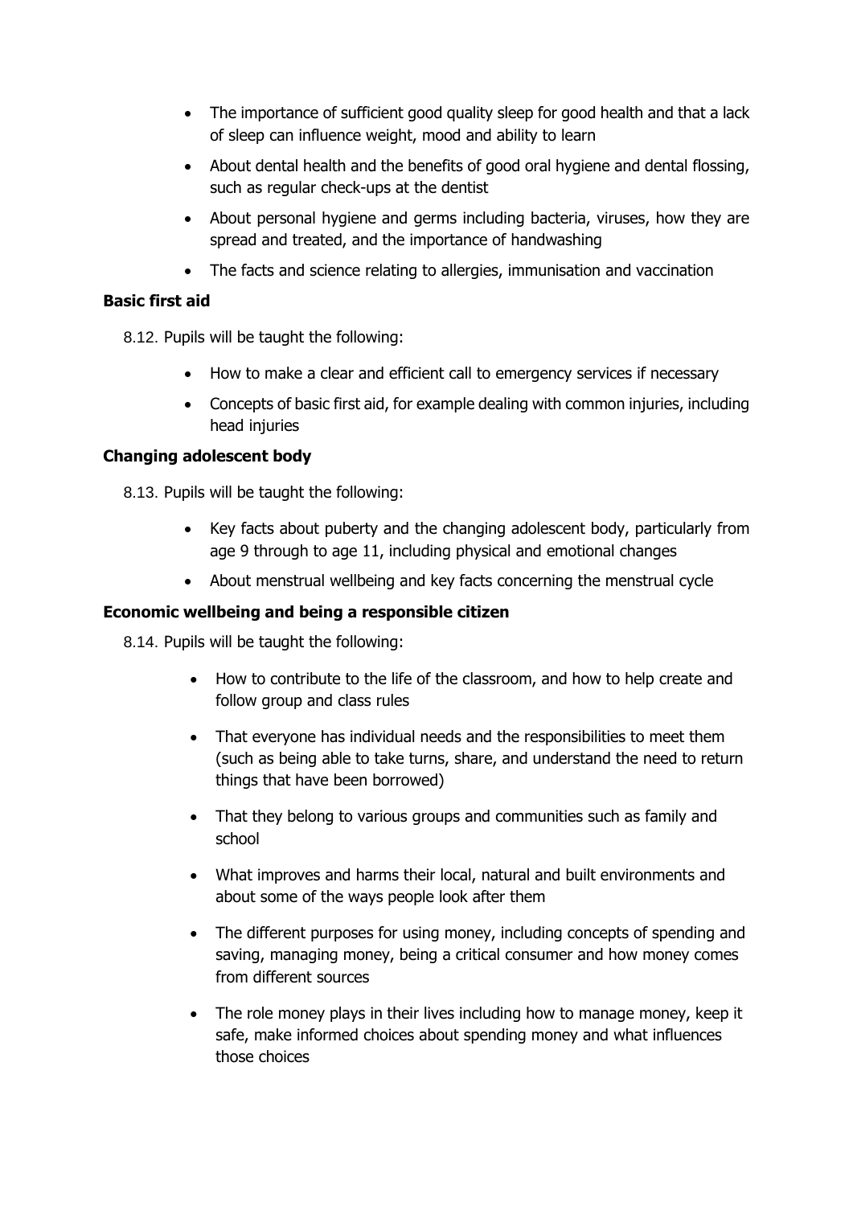- The importance of sufficient good quality sleep for good health and that a lack of sleep can influence weight, mood and ability to learn
- About dental health and the benefits of good oral hygiene and dental flossing, such as regular check-ups at the dentist
- About personal hygiene and germs including bacteria, viruses, how they are spread and treated, and the importance of handwashing
- The facts and science relating to allergies, immunisation and vaccination

**Basic first aid**

8.12. Pupils will be taught the following:

- How to make a clear and efficient call to emergency services if necessary
- Concepts of basic first aid, for example dealing with common injuries, including head injuries

**Changing adolescent body**

8.13. Pupils will be taught the following:

- Key facts about puberty and the changing adolescent body, particularly from age 9 through to age 11, including physical and emotional changes
- About menstrual wellbeing and key facts concerning the menstrual cycle

**Economic wellbeing and being a responsible citizen**

8.14. Pupils will be taught the following:

- How to contribute to the life of the classroom, and how to help create and follow group and class rules
- That everyone has individual needs and the responsibilities to meet them (such as being able to take turns, share, and understand the need to return things that have been borrowed)
- That they belong to various groups and communities such as family and school
- What improves and harms their local, natural and built environments and about some of the ways people look after them
- The different purposes for using money, including concepts of spending and saving, managing money, being a critical consumer and how money comes from different sources
- The role money plays in their lives including how to manage money, keep it safe, make informed choices about spending money and what influences those choices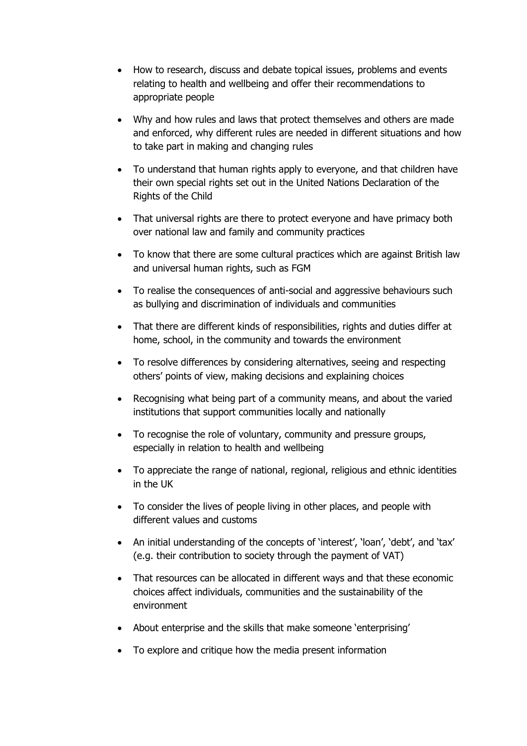- How to research, discuss and debate topical issues, problems and events relating to health and wellbeing and offer their recommendations to appropriate people
- Why and how rules and laws that protect themselves and others are made and enforced, why different rules are needed in different situations and how to take part in making and changing rules
- To understand that human rights apply to everyone, and that children have their own special rights set out in the United Nations Declaration of the Rights of the Child
- That universal rights are there to protect everyone and have primacy both over national law and family and community practices
- To know that there are some cultural practices which are against British law and universal human rights, such as FGM
- To realise the consequences of anti-social and aggressive behaviours such as bullying and discrimination of individuals and communities
- That there are different kinds of responsibilities, rights and duties differ at home, school, in the community and towards the environment
- To resolve differences by considering alternatives, seeing and respecting others' points of view, making decisions and explaining choices
- Recognising what being part of a community means, and about the varied institutions that support communities locally and nationally
- To recognise the role of voluntary, community and pressure groups, especially in relation to health and wellbeing
- To appreciate the range of national, regional, religious and ethnic identities in the UK
- To consider the lives of people living in other places, and people with different values and customs
- An initial understanding of the concepts of 'interest', 'loan', 'debt', and 'tax' (e.g. their contribution to society through the payment of VAT)
- That resources can be allocated in different ways and that these economic choices affect individuals, communities and the sustainability of the environment
- About enterprise and the skills that make someone 'enterprising'
- To explore and critique how the media present information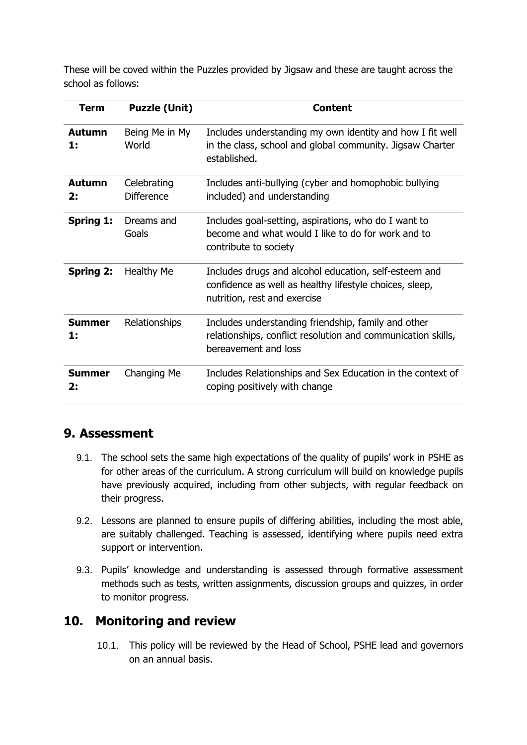These will be coved within the Puzzles provided by Jigsaw and these are taught across the school as follows:

| Term | Puzzle (Unit) | Content |
| --- | --- | --- |
| **Autumn 1:** | Being Me in My World | Includes understanding my own identity and how I fit well in the class, school and global community. Jigsaw Charter established. |
| **Autumn 2:** | Celebrating Difference | Includes anti-bullying (cyber and homophobic bullying included) and understanding |
| **Spring 1:** | Dreams and Goals | Includes goal-setting, aspirations, who do I want to become and what would I like to do for work and to contribute to society |
| **Spring 2:** | Healthy Me | Includes drugs and alcohol education, self-esteem and confidence as well as healthy lifestyle choices, sleep, nutrition, rest and exercise |
| **Summer 1:** | Relationships | Includes understanding friendship, family and other relationships, conflict resolution and communication skills, bereavement and loss |
| **Summer 2:** | Changing Me | Includes Relationships and Sex Education in the context of coping positively with change |

## 9. Assessment

9.1. The school sets the same high expectations of the quality of pupils' work in PSHE as for other areas of the curriculum. A strong curriculum will build on knowledge pupils have previously acquired, including from other subjects, with regular feedback on their progress.

9.2. Lessons are planned to ensure pupils of differing abilities, including the most able, are suitably challenged. Teaching is assessed, identifying where pupils need extra support or intervention.

9.3. Pupils' knowledge and understanding is assessed through formative assessment methods such as tests, written assignments, discussion groups and quizzes, in order to monitor progress.

## 10. Monitoring and review

10.1. This policy will be reviewed by the Head of School, PSHE lead and governors on an annual basis.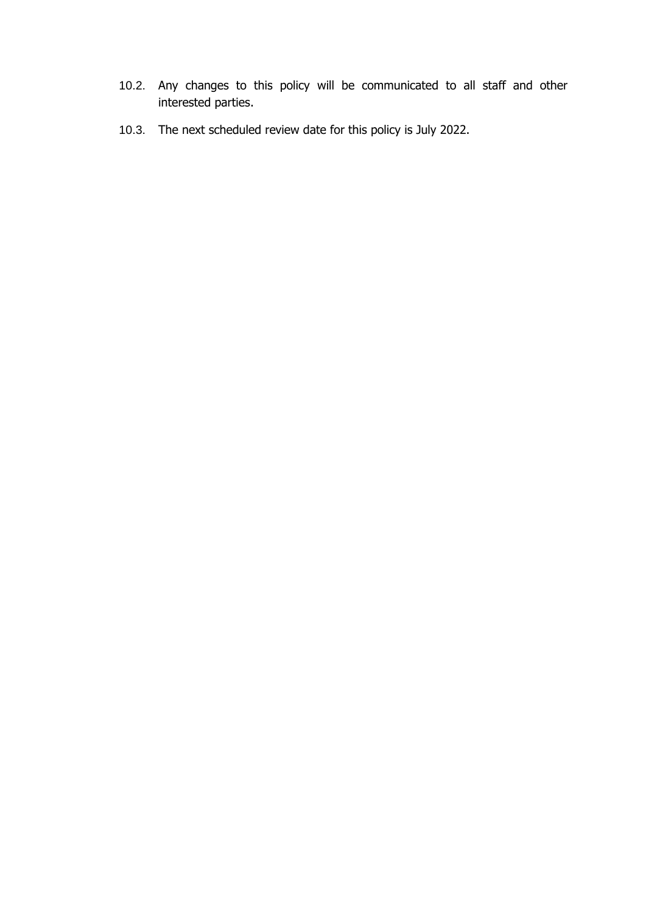10.2. Any changes to this policy will be communicated to all staff and other interested parties.

10.3. The next scheduled review date for this policy is July 2022.